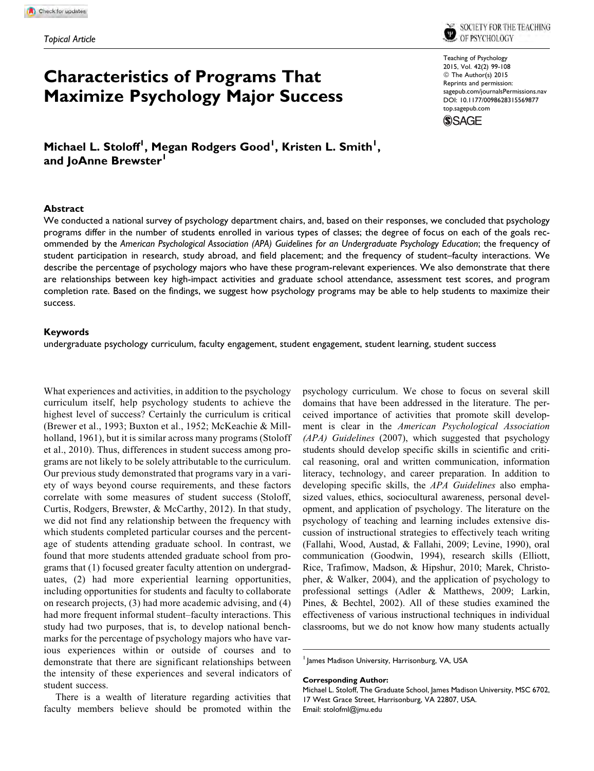Topical Article

# Characteristics of Programs That Maximize Psychology Major Success

**Michael L. Stoloff[1], Megan Rodgers Good[1], Kristen L. Smith[1], and JoAnne Brewster[1]**

## Abstract

We conducted a national survey of psychology department chairs, and, based on their responses, we concluded that psychology programs differ in the number of students enrolled in various types of classes; the degree of focus on each of the goals recommended by the *American Psychological Association (APA) Guidelines for an Undergraduate Psychology Education*; the frequency of student participation in research, study abroad, and field placement; and the frequency of student–faculty interactions. We describe the percentage of psychology majors who have these program-relevant experiences. We also demonstrate that there are relationships between key high-impact activities and graduate school attendance, assessment test scores, and program completion rate. Based on the findings, we suggest how psychology programs may be able to help students to maximize their success.

## Keywords

undergraduate psychology curriculum, faculty engagement, student engagement, student learning, student success

What experiences and activities, in addition to the psychology curriculum itself, help psychology students to achieve the highest level of success? Certainly the curriculum is critical (Brewer et al., 1993; Buxton et al., 1952; McKeachie & Millholland, 1961), but it is similar across many programs (Stoloff et al., 2010). Thus, differences in student success among programs are not likely to be solely attributable to the curriculum. Our previous study demonstrated that programs vary in a variety of ways beyond course requirements, and these factors correlate with some measures of student success (Stoloff, Curtis, Rodgers, Brewster, & McCarthy, 2012). In that study, we did not find any relationship between the frequency with which students completed particular courses and the percentage of students attending graduate school. In contrast, we found that more students attended graduate school from programs that (1) focused greater faculty attention on undergraduates, (2) had more experiential learning opportunities, including opportunities for students and faculty to collaborate on research projects, (3) had more academic advising, and (4) had more frequent informal student–faculty interactions. This study had two purposes, that is, to develop national benchmarks for the percentage of psychology majors who have various experiences within or outside of courses and to demonstrate that there are significant relationships between the intensity of these experiences and several indicators of student success.

There is a wealth of literature regarding activities that faculty members believe should be promoted within the psychology curriculum. We chose to focus on several skill domains that have been addressed in the literature. The perceived importance of activities that promote skill development is clear in the *American Psychological Association (APA) Guidelines* (2007), which suggested that psychology students should develop specific skills in scientific and critical reasoning, oral and written communication, information literacy, technology, and career preparation. In addition to developing specific skills, the *APA Guidelines* also emphasized values, ethics, sociocultural awareness, personal development, and application of psychology. The literature on the psychology of teaching and learning includes extensive discussion of instructional strategies to effectively teach writing (Fallahi, Wood, Austad, & Fallahi, 2009; Levine, 1990), oral communication (Goodwin, 1994), research skills (Elliott, Rice, Trafimow, Madson, & Hipshur, 2010; Marek, Christopher, & Walker, 2004), and the application of psychology to professional settings (Adler & Matthews, 2009; Larkin, Pines, & Bechtel, 2002). All of these studies examined the effectiveness of various instructional techniques in individual classrooms, but we do not know how many students actually

[1] James Madison University, Harrisonburg, VA, USA

**Corresponding Author:**
Michael L. Stoloff, The Graduate School, James Madison University, MSC 6702, 17 West Grace Street, Harrisonburg, VA 22807, USA.
Email: stolofml@jmu.edu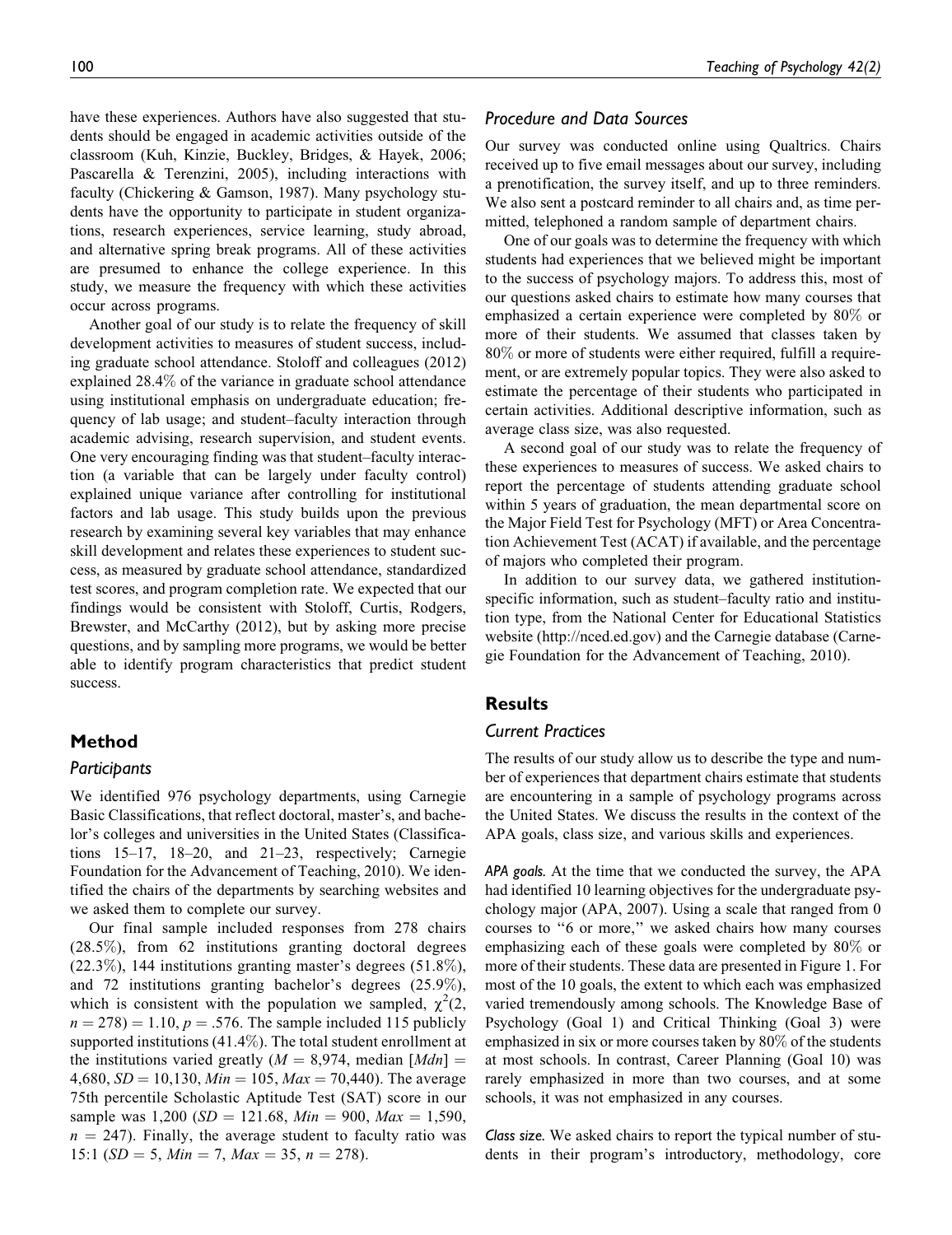have these experiences. Authors have also suggested that students should be engaged in academic activities outside of the classroom (Kuh, Kinzie, Buckley, Bridges, & Hayek, 2006; Pascarella & Terenzini, 2005), including interactions with faculty (Chickering & Gamson, 1987). Many psychology students have the opportunity to participate in student organizations, research experiences, service learning, study abroad, and alternative spring break programs. All of these activities are presumed to enhance the college experience. In this study, we measure the frequency with which these activities occur across programs.

Another goal of our study is to relate the frequency of skill development activities to measures of student success, including graduate school attendance. Stoloff and colleagues (2012) explained 28.4% of the variance in graduate school attendance using institutional emphasis on undergraduate education; frequency of lab usage; and student–faculty interaction through academic advising, research supervision, and student events. One very encouraging finding was that student–faculty interaction (a variable that can be largely under faculty control) explained unique variance after controlling for institutional factors and lab usage. This study builds upon the previous research by examining several key variables that may enhance skill development and relates these experiences to student success, as measured by graduate school attendance, standardized test scores, and program completion rate. We expected that our findings would be consistent with Stoloff, Curtis, Rodgers, Brewster, and McCarthy (2012), but by asking more precise questions, and by sampling more programs, we would be better able to identify program characteristics that predict student success.

## Method

### Participants

We identified 976 psychology departments, using Carnegie Basic Classifications, that reflect doctoral, master's, and bachelor's colleges and universities in the United States (Classifications 15–17, 18–20, and 21–23, respectively; Carnegie Foundation for the Advancement of Teaching, 2010). We identified the chairs of the departments by searching websites and we asked them to complete our survey.

Our final sample included responses from 278 chairs (28.5%), from 62 institutions granting doctoral degrees (22.3%), 144 institutions granting master's degrees (51.8%), and 72 institutions granting bachelor's degrees (25.9%), which is consistent with the population we sampled, $\chi^2(2, n = 278) = 1.10, p = .576$. The sample included 115 publicly supported institutions (41.4%). The total student enrollment at the institutions varied greatly ($M = 8{,}974$, median [$Mdn$] = 4,680, $SD = 10{,}130$, $Min = 105$, $Max = 70{,}440$). The average 75th percentile Scholastic Aptitude Test (SAT) score in our sample was 1,200 ($SD = 121.68$, $Min = 900$, $Max = 1{,}590$, $n = 247$). Finally, the average student to faculty ratio was 15:1 ($SD = 5$, $Min = 7$, $Max = 35$, $n = 278$).

### Procedure and Data Sources

Our survey was conducted online using Qualtrics. Chairs received up to five email messages about our survey, including a prenotification, the survey itself, and up to three reminders. We also sent a postcard reminder to all chairs and, as time permitted, telephoned a random sample of department chairs.

One of our goals was to determine the frequency with which students had experiences that we believed might be important to the success of psychology majors. To address this, most of our questions asked chairs to estimate how many courses that emphasized a certain experience were completed by 80% or more of their students. We assumed that classes taken by 80% or more of students were either required, fulfill a requirement, or are extremely popular topics. They were also asked to estimate the percentage of their students who participated in certain activities. Additional descriptive information, such as average class size, was also requested.

A second goal of our study was to relate the frequency of these experiences to measures of success. We asked chairs to report the percentage of students attending graduate school within 5 years of graduation, the mean departmental score on the Major Field Test for Psychology (MFT) or Area Concentration Achievement Test (ACAT) if available, and the percentage of majors who completed their program.

In addition to our survey data, we gathered institution-specific information, such as student–faculty ratio and institution type, from the National Center for Educational Statistics website (http://nced.ed.gov) and the Carnegie database (Carnegie Foundation for the Advancement of Teaching, 2010).

## Results

### Current Practices

The results of our study allow us to describe the type and number of experiences that department chairs estimate that students are encountering in a sample of psychology programs across the United States. We discuss the results in the context of the APA goals, class size, and various skills and experiences.

*APA goals.* At the time that we conducted the survey, the APA had identified 10 learning objectives for the undergraduate psychology major (APA, 2007). Using a scale that ranged from 0 courses to "6 or more," we asked chairs how many courses emphasizing each of these goals were completed by 80% or more of their students. These data are presented in Figure 1. For most of the 10 goals, the extent to which each was emphasized varied tremendously among schools. The Knowledge Base of Psychology (Goal 1) and Critical Thinking (Goal 3) were emphasized in six or more courses taken by 80% of the students at most schools. In contrast, Career Planning (Goal 10) was rarely emphasized in more than two courses, and at some schools, it was not emphasized in any courses.

*Class size.* We asked chairs to report the typical number of students in their program's introductory, methodology, core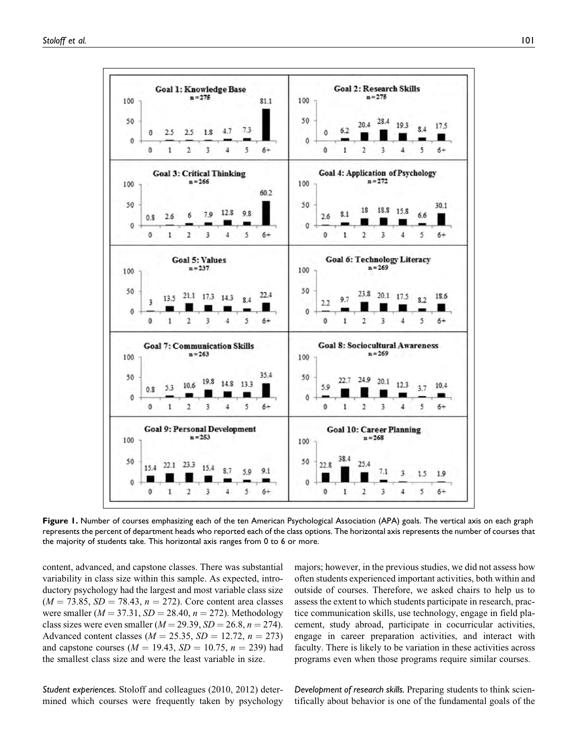**Figure 1.** Number of courses emphasizing each of the ten American Psychological Association (APA) goals. The vertical axis on each graph represents the percent of department heads who reported each of the class options. The horizontal axis represents the number of courses that the majority of students take. This horizontal axis ranges from 0 to 6 or more.

content, advanced, and capstone classes. There was substantial variability in class size within this sample. As expected, introductory psychology had the largest and most variable class size ($M = 73.85$, $SD = 78.43$, $n = 272$). Core content area classes were smaller ($M = 37.31$, $SD = 28.40$, $n = 272$). Methodology class sizes were even smaller ($M = 29.39$, $SD = 26.8$, $n = 274$). Advanced content classes ($M = 25.35$, $SD = 12.72$, $n = 273$) and capstone courses ($M = 19.43$, $SD = 10.75$, $n = 239$) had the smallest class size and were the least variable in size.

*Student experiences.* Stoloff and colleagues (2010, 2012) determined which courses were frequently taken by psychology majors; however, in the previous studies, we did not assess how often students experienced important activities, both within and outside of courses. Therefore, we asked chairs to help us to assess the extent to which students participate in research, practice communication skills, use technology, engage in field placement, study abroad, participate in cocurricular activities, engage in career preparation activities, and interact with faculty. There is likely to be variation in these activities across programs even when those programs require similar courses.

*Development of research skills.* Preparing students to think scientifically about behavior is one of the fundamental goals of the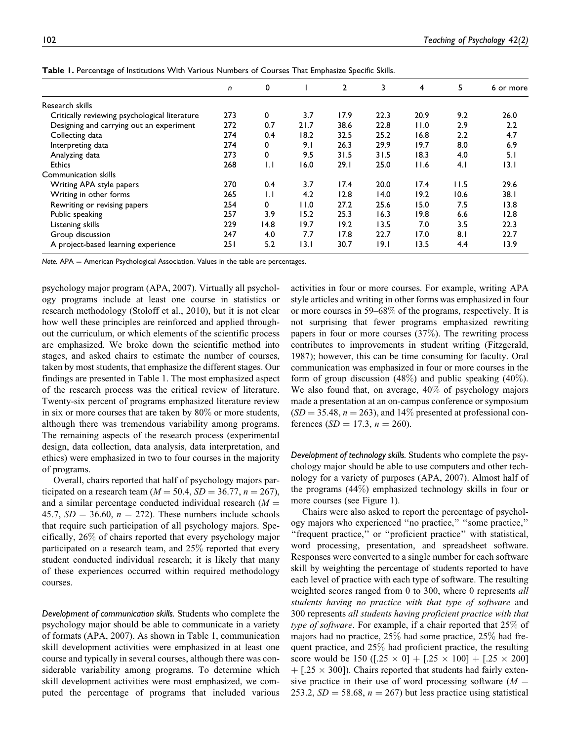**Table 1.** Percentage of Institutions With Various Numbers of Courses That Emphasize Specific Skills.

| | n | 0 | 1 | 2 | 3 | 4 | 5 | 6 or more |
|---|---|---|---|---|---|---|---|---|
| Research skills | | | | | | | | |
| Critically reviewing psychological literature | 273 | 0 | 3.7 | 17.9 | 22.3 | 20.9 | 9.2 | 26.0 |
| Designing and carrying out an experiment | 272 | 0.7 | 21.7 | 38.6 | 22.8 | 11.0 | 2.9 | 2.2 |
| Collecting data | 274 | 0.4 | 18.2 | 32.5 | 25.2 | 16.8 | 2.2 | 4.7 |
| Interpreting data | 274 | 0 | 9.1 | 26.3 | 29.9 | 19.7 | 8.0 | 6.9 |
| Analyzing data | 273 | 0 | 9.5 | 31.5 | 31.5 | 18.3 | 4.0 | 5.1 |
| Ethics | 268 | 1.1 | 16.0 | 29.1 | 25.0 | 11.6 | 4.1 | 13.1 |
| Communication skills | | | | | | | | |
| Writing APA style papers | 270 | 0.4 | 3.7 | 17.4 | 20.0 | 17.4 | 11.5 | 29.6 |
| Writing in other forms | 265 | 1.1 | 4.2 | 12.8 | 14.0 | 19.2 | 10.6 | 38.1 |
| Rewriting or revising papers | 254 | 0 | 11.0 | 27.2 | 25.6 | 15.0 | 7.5 | 13.8 |
| Public speaking | 257 | 3.9 | 15.2 | 25.3 | 16.3 | 19.8 | 6.6 | 12.8 |
| Listening skills | 229 | 14.8 | 19.7 | 19.2 | 13.5 | 7.0 | 3.5 | 22.3 |
| Group discussion | 247 | 4.0 | 7.7 | 17.8 | 22.7 | 17.0 | 8.1 | 22.7 |
| A project-based learning experience | 251 | 5.2 | 13.1 | 30.7 | 19.1 | 13.5 | 4.4 | 13.9 |

*Note.* APA = American Psychological Association. Values in the table are percentages.

psychology major program (APA, 2007). Virtually all psychology programs include at least one course in statistics or research methodology (Stoloff et al., 2010), but it is not clear how well these principles are reinforced and applied throughout the curriculum, or which elements of the scientific process are emphasized. We broke down the scientific method into stages, and asked chairs to estimate the number of courses, taken by most students, that emphasize the different stages. Our findings are presented in Table 1. The most emphasized aspect of the research process was the critical review of literature. Twenty-six percent of programs emphasized literature review in six or more courses that are taken by 80% or more students, although there was tremendous variability among programs. The remaining aspects of the research process (experimental design, data collection, data analysis, data interpretation, and ethics) were emphasized in two to four courses in the majority of programs.

Overall, chairs reported that half of psychology majors participated on a research team ($M = 50.4$, $SD = 36.77$, $n = 267$), and a similar percentage conducted individual research ($M = 45.7$, $SD = 36.60$, $n = 272$). These numbers include schools that require such participation of all psychology majors. Specifically, 26% of chairs reported that every psychology major participated on a research team, and 25% reported that every student conducted individual research; it is likely that many of these experiences occurred within required methodology courses.

*Development of communication skills.* Students who complete the psychology major should be able to communicate in a variety of formats (APA, 2007). As shown in Table 1, communication skill development activities were emphasized in at least one course and typically in several courses, although there was considerable variability among programs. To determine which skill development activities were most emphasized, we computed the percentage of programs that included various activities in four or more courses. For example, writing APA style articles and writing in other forms was emphasized in four or more courses in 59–68% of the programs, respectively. It is not surprising that fewer programs emphasized rewriting papers in four or more courses (37%). The rewriting process contributes to improvements in student writing (Fitzgerald, 1987); however, this can be time consuming for faculty. Oral communication was emphasized in four or more courses in the form of group discussion (48%) and public speaking (40%). We also found that, on average, 40% of psychology majors made a presentation at an on-campus conference or symposium ($SD = 35.48$, $n = 263$), and 14% presented at professional conferences ($SD = 17.3$, $n = 260$).

*Development of technology skills.* Students who complete the psychology major should be able to use computers and other technology for a variety of purposes (APA, 2007). Almost half of the programs (44%) emphasized technology skills in four or more courses (see Figure 1).

Chairs were also asked to report the percentage of psychology majors who experienced "no practice," "some practice," "frequent practice," or "proficient practice" with statistical, word processing, presentation, and spreadsheet software. Responses were converted to a single number for each software skill by weighting the percentage of students reported to have each level of practice with each type of software. The resulting weighted scores ranged from 0 to 300, where 0 represents *all students having no practice with that type of software* and 300 represents *all students having proficient practice with that type of software*. For example, if a chair reported that 25% of majors had no practice, 25% had some practice, 25% had frequent practice, and 25% had proficient practice, the resulting score would be 150 ([.25 × 0] + [.25 × 100] + [.25 × 200] + [.25 × 300]). Chairs reported that students had fairly extensive practice in their use of word processing software ($M = 253.2$, $SD = 58.68$, $n = 267$) but less practice using statistical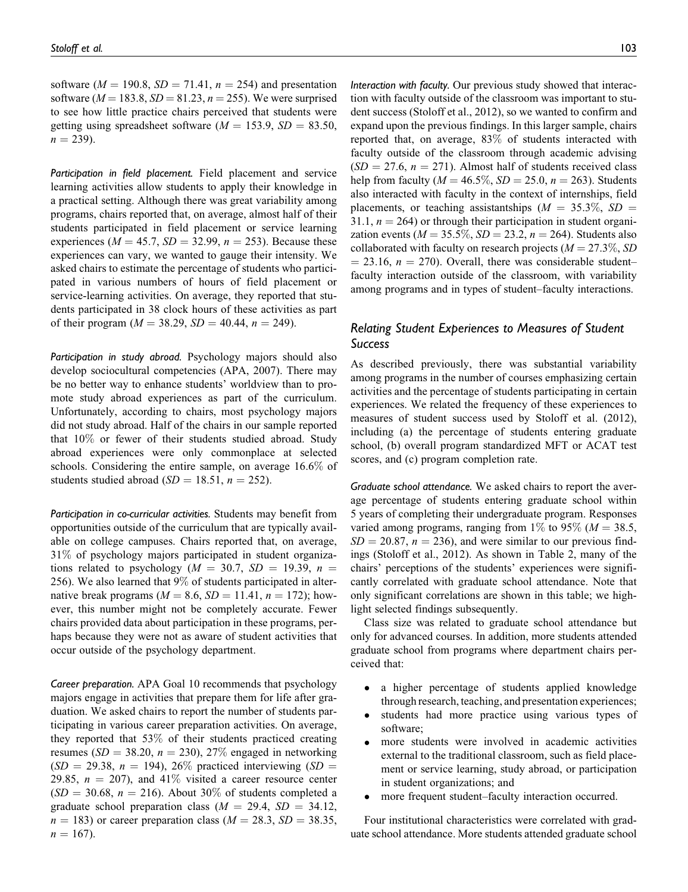software ($M = 190.8$, $SD = 71.41$, $n = 254$) and presentation software ($M = 183.8$, $SD = 81.23$, $n = 255$). We were surprised to see how little practice chairs perceived that students were getting using spreadsheet software ($M = 153.9$, $SD = 83.50$, $n = 239$).

*Participation in field placement.* Field placement and service learning activities allow students to apply their knowledge in a practical setting. Although there was great variability among programs, chairs reported that, on average, almost half of their students participated in field placement or service learning experiences ($M = 45.7$, $SD = 32.99$, $n = 253$). Because these experiences can vary, we wanted to gauge their intensity. We asked chairs to estimate the percentage of students who participated in various numbers of hours of field placement or service-learning activities. On average, they reported that students participated in 38 clock hours of these activities as part of their program ($M = 38.29$, $SD = 40.44$, $n = 249$).

*Participation in study abroad.* Psychology majors should also develop sociocultural competencies (APA, 2007). There may be no better way to enhance students' worldview than to promote study abroad experiences as part of the curriculum. Unfortunately, according to chairs, most psychology majors did not study abroad. Half of the chairs in our sample reported that 10% or fewer of their students studied abroad. Study abroad experiences were only commonplace at selected schools. Considering the entire sample, on average 16.6% of students studied abroad ($SD = 18.51$, $n = 252$).

*Participation in co-curricular activities.* Students may benefit from opportunities outside of the curriculum that are typically available on college campuses. Chairs reported that, on average, 31% of psychology majors participated in student organizations related to psychology ($M = 30.7$, $SD = 19.39$, $n = 256$). We also learned that 9% of students participated in alternative break programs ($M = 8.6$, $SD = 11.41$, $n = 172$); however, this number might not be completely accurate. Fewer chairs provided data about participation in these programs, perhaps because they were not as aware of student activities that occur outside of the psychology department.

*Career preparation.* APA Goal 10 recommends that psychology majors engage in activities that prepare them for life after graduation. We asked chairs to report the number of students participating in various career preparation activities. On average, they reported that 53% of their students practiced creating resumes ($SD = 38.20$, $n = 230$), 27% engaged in networking ($SD = 29.38$, $n = 194$), 26% practiced interviewing ($SD = 29.85$, $n = 207$), and 41% visited a career resource center ($SD = 30.68$, $n = 216$). About 30% of students completed a graduate school preparation class ($M = 29.4$, $SD = 34.12$, $n = 183$) or career preparation class ($M = 28.3$, $SD = 38.35$, $n = 167$).

*Interaction with faculty.* Our previous study showed that interaction with faculty outside of the classroom was important to student success (Stoloff et al., 2012), so we wanted to confirm and expand upon the previous findings. In this larger sample, chairs reported that, on average, 83% of students interacted with faculty outside of the classroom through academic advising ($SD = 27.6$, $n = 271$). Almost half of students received class help from faculty ($M = 46.5\%$, $SD = 25.0$, $n = 263$). Students also interacted with faculty in the context of internships, field placements, or teaching assistantships ($M = 35.3\%$, $SD = 31.1$, $n = 264$) or through their participation in student organization events ($M = 35.5\%$, $SD = 23.2$, $n = 264$). Students also collaborated with faculty on research projects ($M = 27.3\%$, $SD = 23.16$, $n = 270$). Overall, there was considerable student–faculty interaction outside of the classroom, with variability among programs and in types of student–faculty interactions.

## Relating Student Experiences to Measures of Student Success

As described previously, there was substantial variability among programs in the number of courses emphasizing certain activities and the percentage of students participating in certain experiences. We related the frequency of these experiences to measures of student success used by Stoloff et al. (2012), including (a) the percentage of students entering graduate school, (b) overall program standardized MFT or ACAT test scores, and (c) program completion rate.

*Graduate school attendance.* We asked chairs to report the average percentage of students entering graduate school within 5 years of completing their undergraduate program. Responses varied among programs, ranging from 1% to 95% ($M = 38.5$, $SD = 20.87$, $n = 236$), and were similar to our previous findings (Stoloff et al., 2012). As shown in Table 2, many of the chairs' perceptions of the students' experiences were significantly correlated with graduate school attendance. Note that only significant correlations are shown in this table; we highlight selected findings subsequently.

Class size was related to graduate school attendance but only for advanced courses. In addition, more students attended graduate school from programs where department chairs perceived that:

- a higher percentage of students applied knowledge through research, teaching, and presentation experiences;
- students had more practice using various types of software;
- more students were involved in academic activities external to the traditional classroom, such as field placement or service learning, study abroad, or participation in student organizations; and
- more frequent student–faculty interaction occurred.

Four institutional characteristics were correlated with graduate school attendance. More students attended graduate school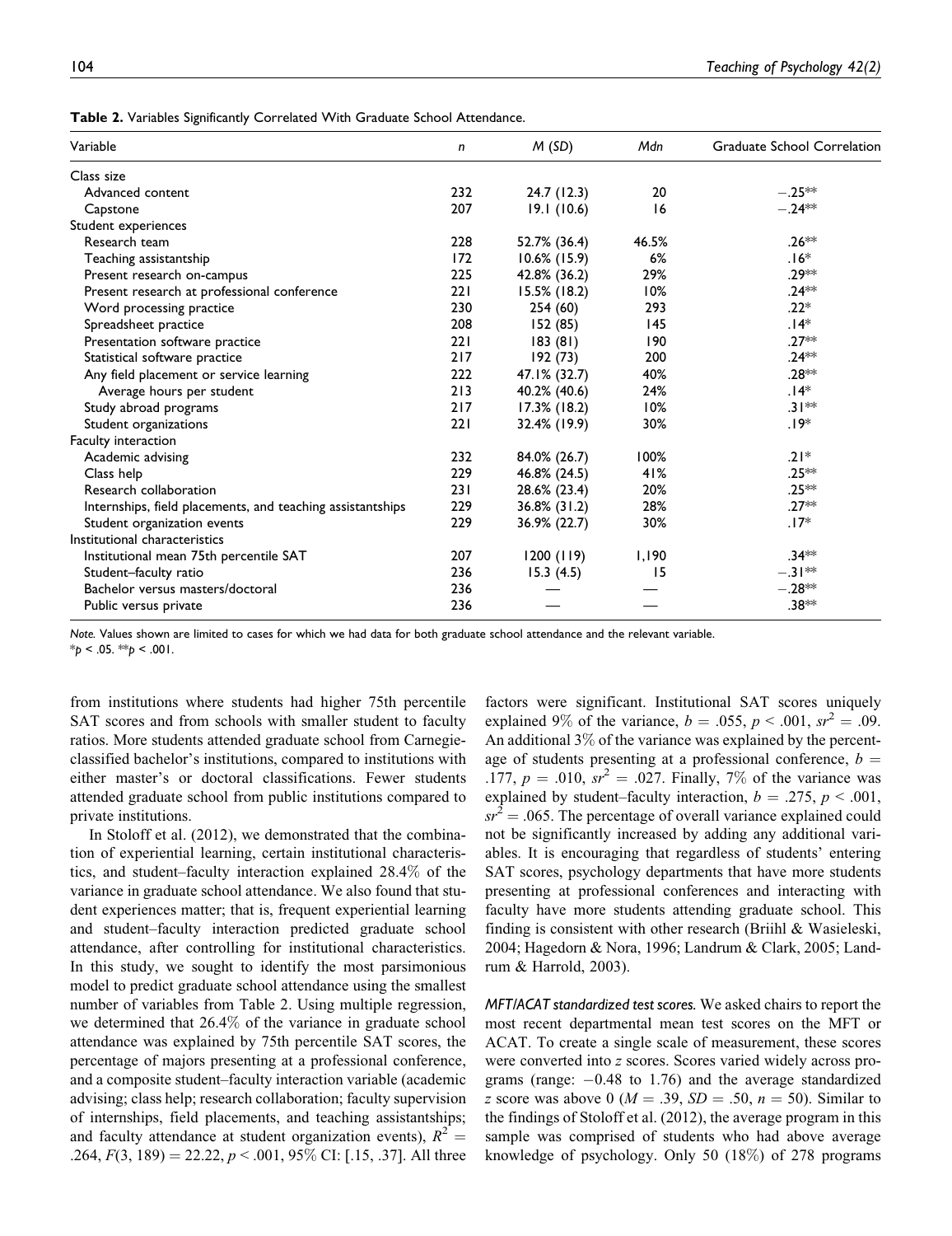**Table 2.** Variables Significantly Correlated With Graduate School Attendance.

| Variable | *n* | *M* (*SD*) | *Mdn* | Graduate School Correlation |
|---|---|---|---|---|
| Class size | | | | |
| Advanced content | 232 | 24.7 (12.3) | 20 | −.25** |
| Capstone | 207 | 19.1 (10.6) | 16 | −.24** |
| Student experiences | | | | |
| Research team | 228 | 52.7% (36.4) | 46.5% | .26** |
| Teaching assistantship | 172 | 10.6% (15.9) | 6% | .16* |
| Present research on-campus | 225 | 42.8% (36.2) | 29% | .29** |
| Present research at professional conference | 221 | 15.5% (18.2) | 10% | .24** |
| Word processing practice | 230 | 254 (60) | 293 | .22* |
| Spreadsheet practice | 208 | 152 (85) | 145 | .14* |
| Presentation software practice | 221 | 183 (81) | 190 | .27** |
| Statistical software practice | 217 | 192 (73) | 200 | .24** |
| Any field placement or service learning | 222 | 47.1% (32.7) | 40% | .28** |
| Average hours per student | 213 | 40.2% (40.6) | 24% | .14* |
| Study abroad programs | 217 | 17.3% (18.2) | 10% | .31** |
| Student organizations | 221 | 32.4% (19.9) | 30% | .19* |
| Faculty interaction | | | | |
| Academic advising | 232 | 84.0% (26.7) | 100% | .21* |
| Class help | 229 | 46.8% (24.5) | 41% | .25** |
| Research collaboration | 231 | 28.6% (23.4) | 20% | .25** |
| Internships, field placements, and teaching assistantships | 229 | 36.8% (31.2) | 28% | .27** |
| Student organization events | 229 | 36.9% (22.7) | 30% | .17* |
| Institutional characteristics | | | | |
| Institutional mean 75th percentile SAT | 207 | 1200 (119) | 1,190 | .34** |
| Student–faculty ratio | 236 | 15.3 (4.5) | 15 | −.31** |
| Bachelor versus masters/doctoral | 236 | — | — | −.28** |
| Public versus private | 236 | — | — | .38** |

*Note.* Values shown are limited to cases for which we had data for both graduate school attendance and the relevant variable.
\*$p < .05$. \*\*$p < .001$.

from institutions where students had higher 75th percentile SAT scores and from schools with smaller student to faculty ratios. More students attended graduate school from Carnegie-classified bachelor's institutions, compared to institutions with either master's or doctoral classifications. Fewer students attended graduate school from public institutions compared to private institutions.

In Stoloff et al. (2012), we demonstrated that the combination of experiential learning, certain institutional characteristics, and student–faculty interaction explained 28.4% of the variance in graduate school attendance. We also found that student experiences matter; that is, frequent experiential learning and student–faculty interaction predicted graduate school attendance, after controlling for institutional characteristics. In this study, we sought to identify the most parsimonious model to predict graduate school attendance using the smallest number of variables from Table 2. Using multiple regression, we determined that 26.4% of the variance in graduate school attendance was explained by 75th percentile SAT scores, the percentage of majors presenting at a professional conference, and a composite student–faculty interaction variable (academic advising; class help; research collaboration; faculty supervision of internships, field placements, and teaching assistantships; and faculty attendance at student organization events), $R^2 = .264$, $F(3, 189) = 22.22$, $p < .001$, 95% CI: [.15, .37]. All three factors were significant. Institutional SAT scores uniquely explained 9% of the variance, $b = .055$, $p < .001$, $sr^2 = .09$. An additional 3% of the variance was explained by the percentage of students presenting at a professional conference, $b = .177$, $p = .010$, $sr^2 = .027$. Finally, 7% of the variance was explained by student–faculty interaction, $b = .275$, $p < .001$, $sr^2 = .065$. The percentage of overall variance explained could not be significantly increased by adding any additional variables. It is encouraging that regardless of students' entering SAT scores, psychology departments that have more students presenting at professional conferences and interacting with faculty have more students attending graduate school. This finding is consistent with other research (Briihl & Wasieleski, 2004; Hagedorn & Nora, 1996; Landrum & Clark, 2005; Landrum & Harrold, 2003).

*MFT/ACAT standardized test scores.* We asked chairs to report the most recent departmental mean test scores on the MFT or ACAT. To create a single scale of measurement, these scores were converted into *z* scores. Scores varied widely across programs (range: −0.48 to 1.76) and the average standardized *z* score was above 0 ($M = .39$, $SD = .50$, $n = 50$). Similar to the findings of Stoloff et al. (2012), the average program in this sample was comprised of students who had above average knowledge of psychology. Only 50 (18%) of 278 programs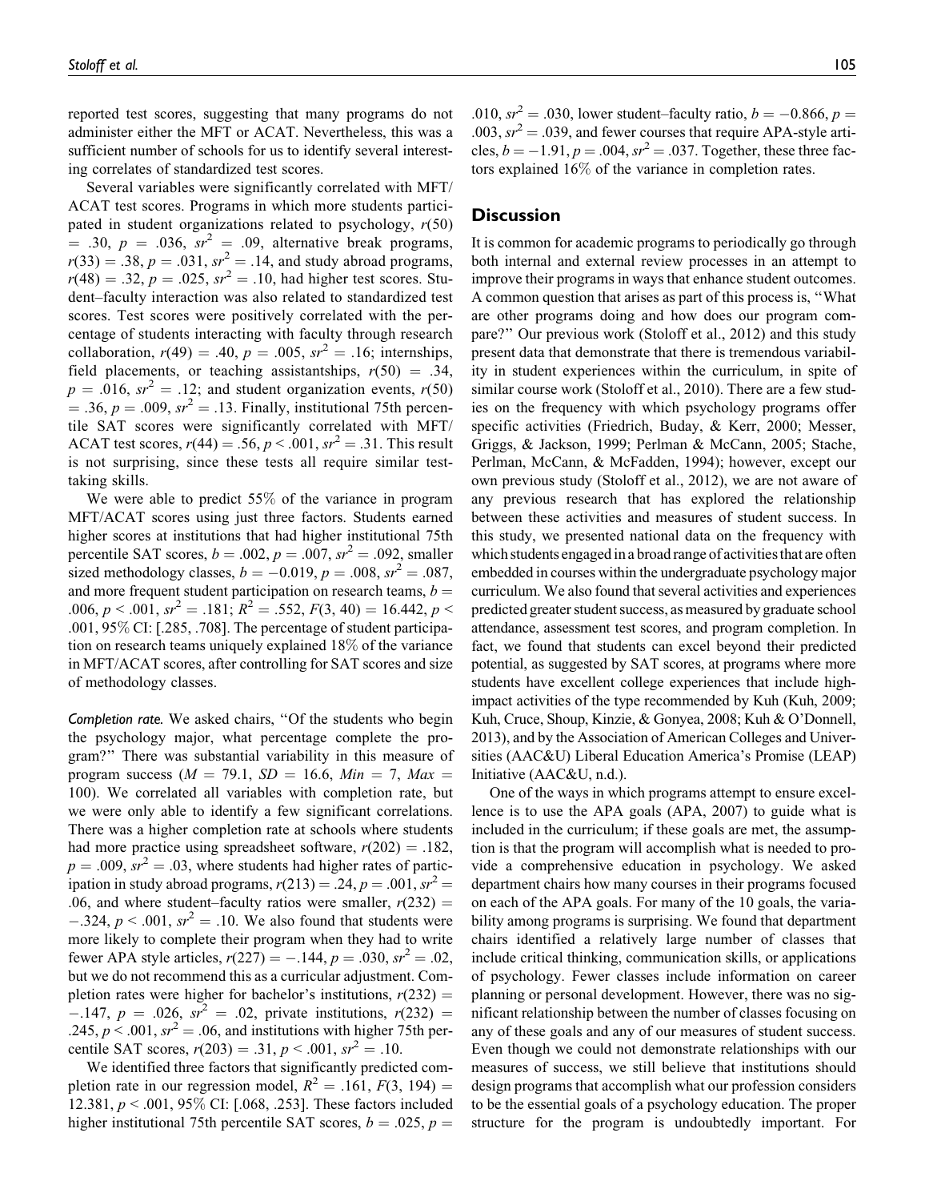reported test scores, suggesting that many programs do not administer either the MFT or ACAT. Nevertheless, this was a sufficient number of schools for us to identify several interesting correlates of standardized test scores.

Several variables were significantly correlated with MFT/ACAT test scores. Programs in which more students participated in student organizations related to psychology, $r(50) = .30$, $p = .036$, $sr^2 = .09$, alternative break programs, $r(33) = .38$, $p = .031$, $sr^2 = .14$, and study abroad programs, $r(48) = .32$, $p = .025$, $sr^2 = .10$, had higher test scores. Student–faculty interaction was also related to standardized test scores. Test scores were positively correlated with the percentage of students interacting with faculty through research collaboration, $r(49) = .40$, $p = .005$, $sr^2 = .16$; internships, field placements, or teaching assistantships, $r(50) = .34$, $p = .016$, $sr^2 = .12$; and student organization events, $r(50) = .36$, $p = .009$, $sr^2 = .13$. Finally, institutional 75th percentile SAT scores were significantly correlated with MFT/ACAT test scores, $r(44) = .56$, $p < .001$, $sr^2 = .31$. This result is not surprising, since these tests all require similar test-taking skills.

We were able to predict 55% of the variance in program MFT/ACAT scores using just three factors. Students earned higher scores at institutions that had higher institutional 75th percentile SAT scores, $b = .002$, $p = .007$, $sr^2 = .092$, smaller sized methodology classes, $b = -0.019$, $p = .008$, $sr^2 = .087$, and more frequent student participation on research teams, $b = .006$, $p < .001$, $sr^2 = .181$; $R^2 = .552$, $F(3, 40) = 16.442$, $p < .001$, 95% CI: [.285, .708]. The percentage of student participation on research teams uniquely explained 18% of the variance in MFT/ACAT scores, after controlling for SAT scores and size of methodology classes.

*Completion rate.* We asked chairs, "Of the students who begin the psychology major, what percentage complete the program?" There was substantial variability in this measure of program success ($M = 79.1$, $SD = 16.6$, $Min = 7$, $Max = 100$). We correlated all variables with completion rate, but we were only able to identify a few significant correlations. There was a higher completion rate at schools where students had more practice using spreadsheet software, $r(202) = .182$, $p = .009$, $sr^2 = .03$, where students had higher rates of participation in study abroad programs, $r(213) = .24$, $p = .001$, $sr^2 = .06$, and where student–faculty ratios were smaller, $r(232) = -.324$, $p < .001$, $sr^2 = .10$. We also found that students were more likely to complete their program when they had to write fewer APA style articles, $r(227) = -.144$, $p = .030$, $sr^2 = .02$, but we do not recommend this as a curricular adjustment. Completion rates were higher for bachelor's institutions, $r(232) = -.147$, $p = .026$, $sr^2 = .02$, private institutions, $r(232) = .245$, $p < .001$, $sr^2 = .06$, and institutions with higher 75th percentile SAT scores, $r(203) = .31$, $p < .001$, $sr^2 = .10$.

We identified three factors that significantly predicted completion rate in our regression model, $R^2 = .161$, $F(3, 194) = 12.381$, $p < .001$, 95% CI: [.068, .253]. These factors included higher institutional 75th percentile SAT scores, $b = .025$, $p = .010$, $sr^2 = .030$, lower student–faculty ratio, $b = -0.866$, $p = .003$, $sr^2 = .039$, and fewer courses that require APA-style articles, $b = -1.91$, $p = .004$, $sr^2 = .037$. Together, these three factors explained 16% of the variance in completion rates.

## Discussion

It is common for academic programs to periodically go through both internal and external review processes in an attempt to improve their programs in ways that enhance student outcomes. A common question that arises as part of this process is, "What are other programs doing and how does our program compare?" Our previous work (Stoloff et al., 2012) and this study present data that demonstrate that there is tremendous variability in student experiences within the curriculum, in spite of similar course work (Stoloff et al., 2010). There are a few studies on the frequency with which psychology programs offer specific activities (Friedrich, Buday, & Kerr, 2000; Messer, Griggs, & Jackson, 1999; Perlman & McCann, 2005; Stache, Perlman, McCann, & McFadden, 1994); however, except our own previous study (Stoloff et al., 2012), we are not aware of any previous research that has explored the relationship between these activities and measures of student success. In this study, we presented national data on the frequency with which students engaged in a broad range of activities that are often embedded in courses within the undergraduate psychology major curriculum. We also found that several activities and experiences predicted greater student success, as measured by graduate school attendance, assessment test scores, and program completion. In fact, we found that students can excel beyond their predicted potential, as suggested by SAT scores, at programs where more students have excellent college experiences that include high-impact activities of the type recommended by Kuh (Kuh, 2009; Kuh, Cruce, Shoup, Kinzie, & Gonyea, 2008; Kuh & O'Donnell, 2013), and by the Association of American Colleges and Universities (AAC&U) Liberal Education America's Promise (LEAP) Initiative (AAC&U, n.d.).

One of the ways in which programs attempt to ensure excellence is to use the APA goals (APA, 2007) to guide what is included in the curriculum; if these goals are met, the assumption is that the program will accomplish what is needed to provide a comprehensive education in psychology. We asked department chairs how many courses in their programs focused on each of the APA goals. For many of the 10 goals, the variability among programs is surprising. We found that department chairs identified a relatively large number of classes that include critical thinking, communication skills, or applications of psychology. Fewer classes include information on career planning or personal development. However, there was no significant relationship between the number of classes focusing on any of these goals and any of our measures of student success. Even though we could not demonstrate relationships with our measures of success, we still believe that institutions should design programs that accomplish what our profession considers to be the essential goals of a psychology education. The proper structure for the program is undoubtedly important. For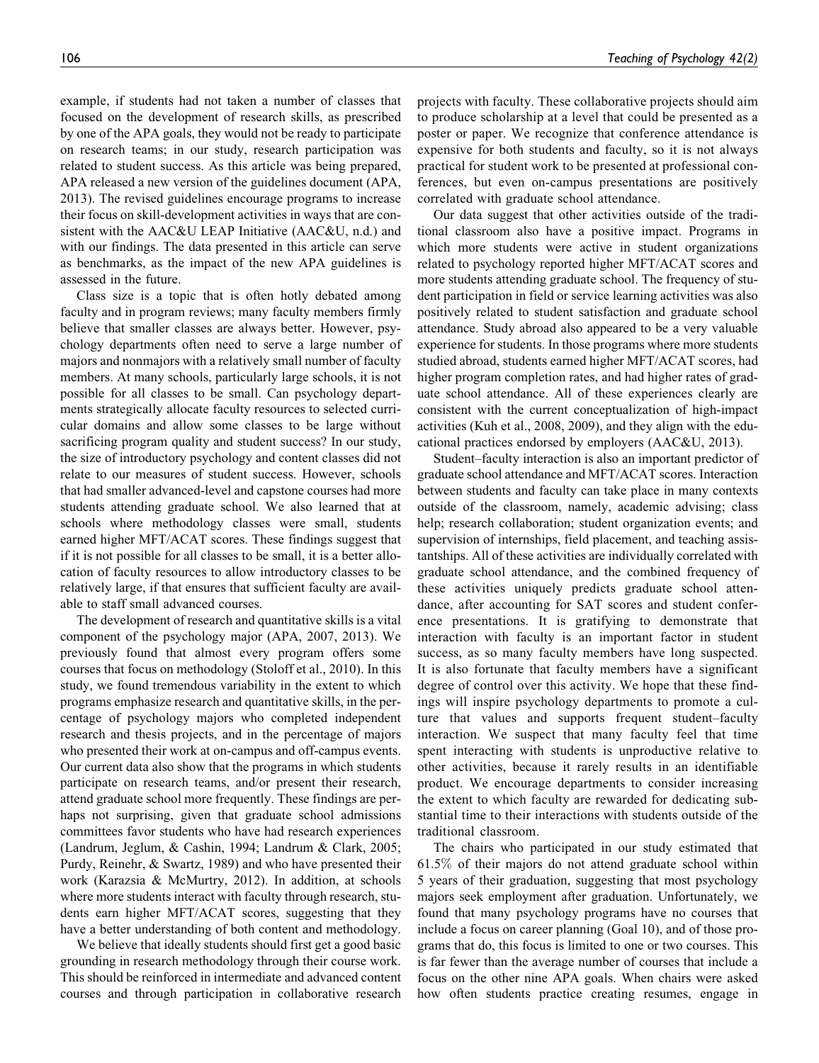example, if students had not taken a number of classes that focused on the development of research skills, as prescribed by one of the APA goals, they would not be ready to participate on research teams; in our study, research participation was related to student success. As this article was being prepared, APA released a new version of the guidelines document (APA, 2013). The revised guidelines encourage programs to increase their focus on skill-development activities in ways that are consistent with the AAC&U LEAP Initiative (AAC&U, n.d.) and with our findings. The data presented in this article can serve as benchmarks, as the impact of the new APA guidelines is assessed in the future.

Class size is a topic that is often hotly debated among faculty and in program reviews; many faculty members firmly believe that smaller classes are always better. However, psychology departments often need to serve a large number of majors and nonmajors with a relatively small number of faculty members. At many schools, particularly large schools, it is not possible for all classes to be small. Can psychology departments strategically allocate faculty resources to selected curricular domains and allow some classes to be large without sacrificing program quality and student success? In our study, the size of introductory psychology and content classes did not relate to our measures of student success. However, schools that had smaller advanced-level and capstone courses had more students attending graduate school. We also learned that at schools where methodology classes were small, students earned higher MFT/ACAT scores. These findings suggest that if it is not possible for all classes to be small, it is a better allocation of faculty resources to allow introductory classes to be relatively large, if that ensures that sufficient faculty are available to staff small advanced courses.

The development of research and quantitative skills is a vital component of the psychology major (APA, 2007, 2013). We previously found that almost every program offers some courses that focus on methodology (Stoloff et al., 2010). In this study, we found tremendous variability in the extent to which programs emphasize research and quantitative skills, in the percentage of psychology majors who completed independent research and thesis projects, and in the percentage of majors who presented their work at on-campus and off-campus events. Our current data also show that the programs in which students participate on research teams, and/or present their research, attend graduate school more frequently. These findings are perhaps not surprising, given that graduate school admissions committees favor students who have had research experiences (Landrum, Jeglum, & Cashin, 1994; Landrum & Clark, 2005; Purdy, Reinehr, & Swartz, 1989) and who have presented their work (Karazsia & McMurtry, 2012). In addition, at schools where more students interact with faculty through research, students earn higher MFT/ACAT scores, suggesting that they have a better understanding of both content and methodology.

We believe that ideally students should first get a good basic grounding in research methodology through their course work. This should be reinforced in intermediate and advanced content courses and through participation in collaborative research projects with faculty. These collaborative projects should aim to produce scholarship at a level that could be presented as a poster or paper. We recognize that conference attendance is expensive for both students and faculty, so it is not always practical for student work to be presented at professional conferences, but even on-campus presentations are positively correlated with graduate school attendance.

Our data suggest that other activities outside of the traditional classroom also have a positive impact. Programs in which more students were active in student organizations related to psychology reported higher MFT/ACAT scores and more students attending graduate school. The frequency of student participation in field or service learning activities was also positively related to student satisfaction and graduate school attendance. Study abroad also appeared to be a very valuable experience for students. In those programs where more students studied abroad, students earned higher MFT/ACAT scores, had higher program completion rates, and had higher rates of graduate school attendance. All of these experiences clearly are consistent with the current conceptualization of high-impact activities (Kuh et al., 2008, 2009), and they align with the educational practices endorsed by employers (AAC&U, 2013).

Student–faculty interaction is also an important predictor of graduate school attendance and MFT/ACAT scores. Interaction between students and faculty can take place in many contexts outside of the classroom, namely, academic advising; class help; research collaboration; student organization events; and supervision of internships, field placement, and teaching assistantships. All of these activities are individually correlated with graduate school attendance, and the combined frequency of these activities uniquely predicts graduate school attendance, after accounting for SAT scores and student conference presentations. It is gratifying to demonstrate that interaction with faculty is an important factor in student success, as so many faculty members have long suspected. It is also fortunate that faculty members have a significant degree of control over this activity. We hope that these findings will inspire psychology departments to promote a culture that values and supports frequent student–faculty interaction. We suspect that many faculty feel that time spent interacting with students is unproductive relative to other activities, because it rarely results in an identifiable product. We encourage departments to consider increasing the extent to which faculty are rewarded for dedicating substantial time to their interactions with students outside of the traditional classroom.

The chairs who participated in our study estimated that 61.5% of their majors do not attend graduate school within 5 years of their graduation, suggesting that most psychology majors seek employment after graduation. Unfortunately, we found that many psychology programs have no courses that include a focus on career planning (Goal 10), and of those programs that do, this focus is limited to one or two courses. This is far fewer than the average number of courses that include a focus on the other nine APA goals. When chairs were asked how often students practice creating resumes, engage in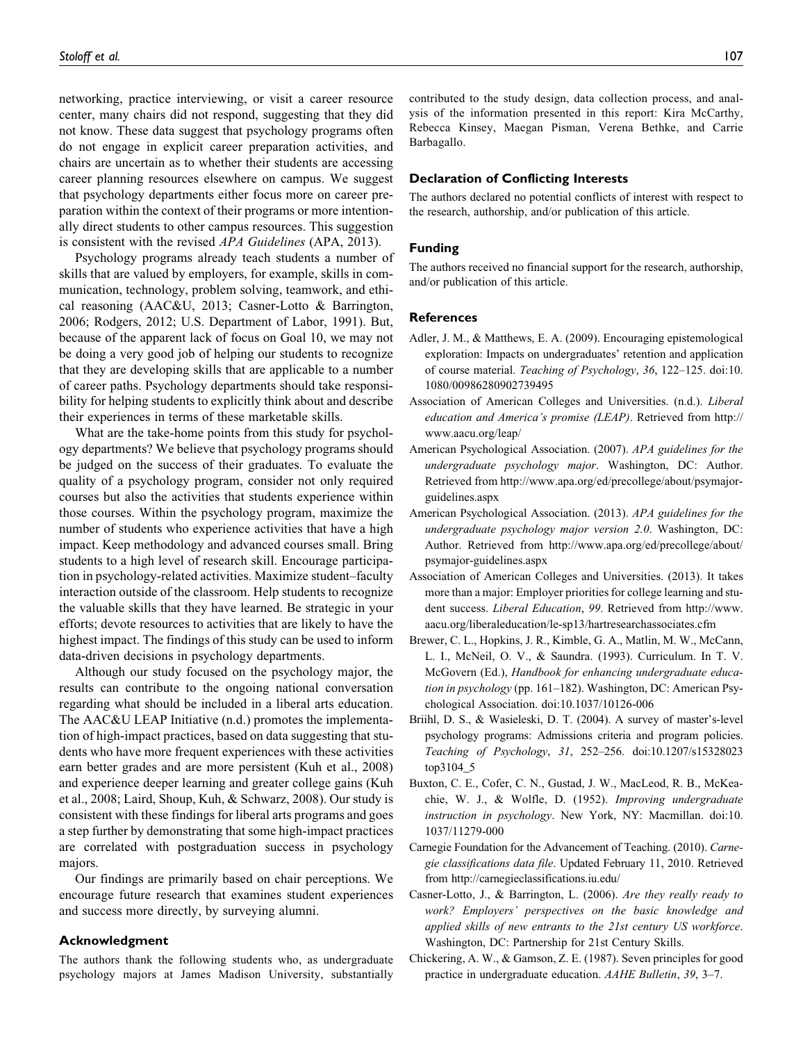networking, practice interviewing, or visit a career resource center, many chairs did not respond, suggesting that they did not know. These data suggest that psychology programs often do not engage in explicit career preparation activities, and chairs are uncertain as to whether their students are accessing career planning resources elsewhere on campus. We suggest that psychology departments either focus more on career preparation within the context of their programs or more intentionally direct students to other campus resources. This suggestion is consistent with the revised *APA Guidelines* (APA, 2013).

Psychology programs already teach students a number of skills that are valued by employers, for example, skills in communication, technology, problem solving, teamwork, and ethical reasoning (AAC&U, 2013; Casner-Lotto & Barrington, 2006; Rodgers, 2012; U.S. Department of Labor, 1991). But, because of the apparent lack of focus on Goal 10, we may not be doing a very good job of helping our students to recognize that they are developing skills that are applicable to a number of career paths. Psychology departments should take responsibility for helping students to explicitly think about and describe their experiences in terms of these marketable skills.

What are the take-home points from this study for psychology departments? We believe that psychology programs should be judged on the success of their graduates. To evaluate the quality of a psychology program, consider not only required courses but also the activities that students experience within those courses. Within the psychology program, maximize the number of students who experience activities that have a high impact. Keep methodology and advanced courses small. Bring students to a high level of research skill. Encourage participation in psychology-related activities. Maximize student–faculty interaction outside of the classroom. Help students to recognize the valuable skills that they have learned. Be strategic in your efforts; devote resources to activities that are likely to have the highest impact. The findings of this study can be used to inform data-driven decisions in psychology departments.

Although our study focused on the psychology major, the results can contribute to the ongoing national conversation regarding what should be included in a liberal arts education. The AAC&U LEAP Initiative (n.d.) promotes the implementation of high-impact practices, based on data suggesting that students who have more frequent experiences with these activities earn better grades and are more persistent (Kuh et al., 2008) and experience deeper learning and greater college gains (Kuh et al., 2008; Laird, Shoup, Kuh, & Schwarz, 2008). Our study is consistent with these findings for liberal arts programs and goes a step further by demonstrating that some high-impact practices are correlated with postgraduation success in psychology majors.

Our findings are primarily based on chair perceptions. We encourage future research that examines student experiences and success more directly, by surveying alumni.

## Acknowledgment

The authors thank the following students who, as undergraduate psychology majors at James Madison University, substantially contributed to the study design, data collection process, and analysis of the information presented in this report: Kira McCarthy, Rebecca Kinsey, Maegan Pisman, Verena Bethke, and Carrie Barbagallo.

## Declaration of Conflicting Interests

The authors declared no potential conflicts of interest with respect to the research, authorship, and/or publication of this article.

## Funding

The authors received no financial support for the research, authorship, and/or publication of this article.

## References

Adler, J. M., & Matthews, E. A. (2009). Encouraging epistemological exploration: Impacts on undergraduates' retention and application of course material. *Teaching of Psychology*, *36*, 122–125. doi:10.1080/00986280902739495

Association of American Colleges and Universities. (n.d.). *Liberal education and America's promise (LEAP)*. Retrieved from http://www.aacu.org/leap/

American Psychological Association. (2007). *APA guidelines for the undergraduate psychology major*. Washington, DC: Author. Retrieved from http://www.apa.org/ed/precollege/about/psymajor-guidelines.aspx

American Psychological Association. (2013). *APA guidelines for the undergraduate psychology major version 2.0*. Washington, DC: Author. Retrieved from http://www.apa.org/ed/precollege/about/psymajor-guidelines.aspx

Association of American Colleges and Universities. (2013). It takes more than a major: Employer priorities for college learning and student success. *Liberal Education*, *99*. Retrieved from http://www.aacu.org/liberaleducation/le-sp13/hartresearchassociates.cfm

Brewer, C. L., Hopkins, J. R., Kimble, G. A., Matlin, M. W., McCann, L. I., McNeil, O. V., & Saundra. (1993). Curriculum. In T. V. McGovern (Ed.), *Handbook for enhancing undergraduate education in psychology* (pp. 161–182). Washington, DC: American Psychological Association. doi:10.1037/10126-006

Briihl, D. S., & Wasieleski, D. T. (2004). A survey of master's-level psychology programs: Admissions criteria and program policies. *Teaching of Psychology*, *31*, 252–256. doi:10.1207/s15328023top3104_5

Buxton, C. E., Cofer, C. N., Gustad, J. W., MacLeod, R. B., McKeachie, W. J., & Wolfle, D. (1952). *Improving undergraduate instruction in psychology*. New York, NY: Macmillan. doi:10.1037/11279-000

Carnegie Foundation for the Advancement of Teaching. (2010). *Carnegie classifications data file*. Updated February 11, 2010. Retrieved from http://carnegieclassifications.iu.edu/

Casner-Lotto, J., & Barrington, L. (2006). *Are they really ready to work? Employers' perspectives on the basic knowledge and applied skills of new entrants to the 21st century US workforce*. Washington, DC: Partnership for 21st Century Skills.

Chickering, A. W., & Gamson, Z. E. (1987). Seven principles for good practice in undergraduate education. *AAHE Bulletin*, *39*, 3–7.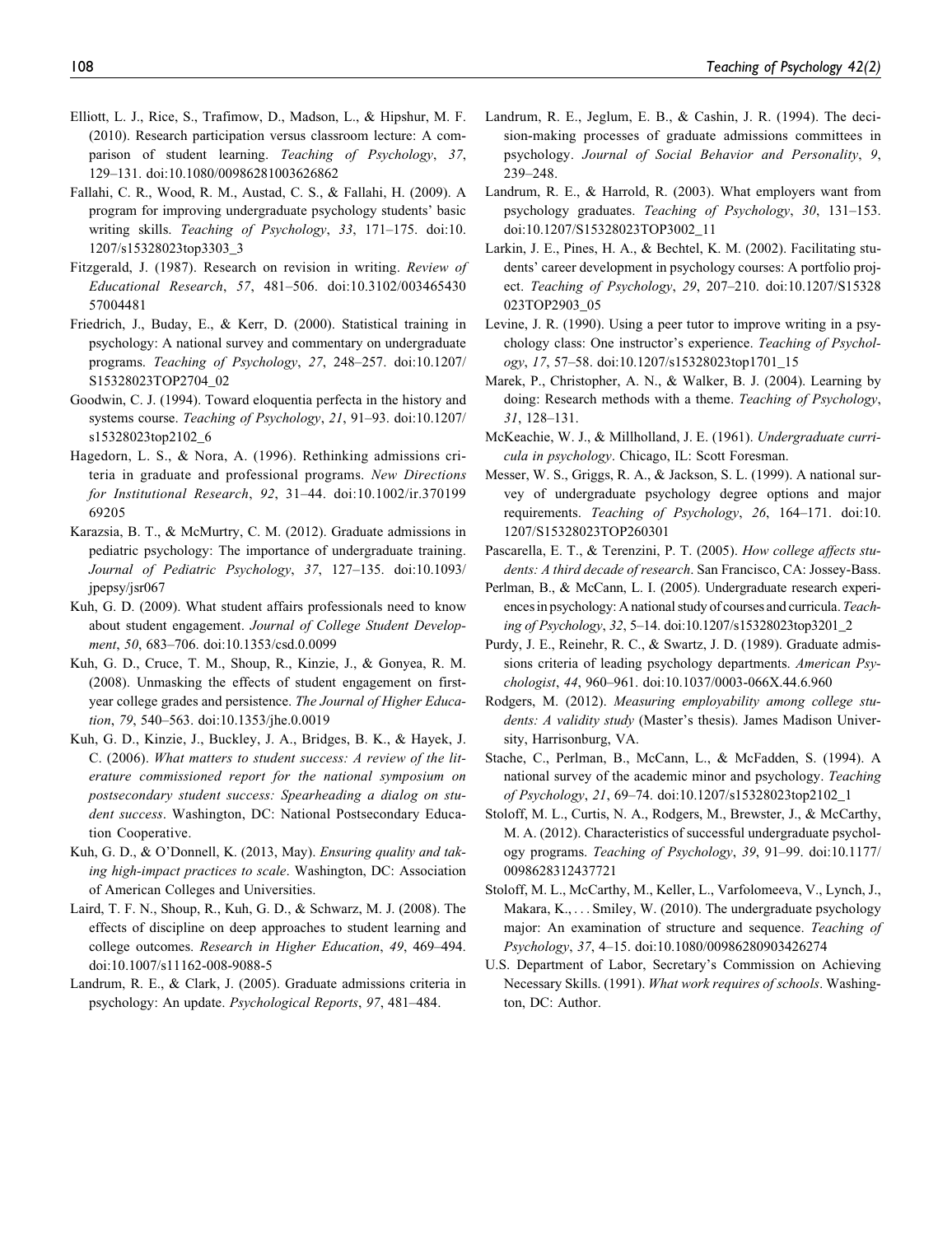Elliott, L. J., Rice, S., Trafimow, D., Madson, L., & Hipshur, M. F. (2010). Research participation versus classroom lecture: A comparison of student learning. *Teaching of Psychology*, *37*, 129–131. doi:10.1080/00986281003626862

Fallahi, C. R., Wood, R. M., Austad, C. S., & Fallahi, H. (2009). A program for improving undergraduate psychology students' basic writing skills. *Teaching of Psychology*, *33*, 171–175. doi:10.1207/s15328023top3303_3

Fitzgerald, J. (1987). Research on revision in writing. *Review of Educational Research*, *57*, 481–506. doi:10.3102/00346543057004481

Friedrich, J., Buday, E., & Kerr, D. (2000). Statistical training in psychology: A national survey and commentary on undergraduate programs. *Teaching of Psychology*, *27*, 248–257. doi:10.1207/S15328023TOP2704_02

Goodwin, C. J. (1994). Toward eloquentia perfecta in the history and systems course. *Teaching of Psychology*, *21*, 91–93. doi:10.1207/s15328023top2102_6

Hagedorn, L. S., & Nora, A. (1996). Rethinking admissions criteria in graduate and professional programs. *New Directions for Institutional Research*, *92*, 31–44. doi:10.1002/ir.37019969205

Karazsia, B. T., & McMurtry, C. M. (2012). Graduate admissions in pediatric psychology: The importance of undergraduate training. *Journal of Pediatric Psychology*, *37*, 127–135. doi:10.1093/jpepsy/jsr067

Kuh, G. D. (2009). What student affairs professionals need to know about student engagement. *Journal of College Student Development*, *50*, 683–706. doi:10.1353/csd.0.0099

Kuh, G. D., Cruce, T. M., Shoup, R., Kinzie, J., & Gonyea, R. M. (2008). Unmasking the effects of student engagement on first-year college grades and persistence. *The Journal of Higher Education*, *79*, 540–563. doi:10.1353/jhe.0.0019

Kuh, G. D., Kinzie, J., Buckley, J. A., Bridges, B. K., & Hayek, J. C. (2006). *What matters to student success: A review of the literature commissioned report for the national symposium on postsecondary student success: Spearheading a dialog on student success*. Washington, DC: National Postsecondary Education Cooperative.

Kuh, G. D., & O'Donnell, K. (2013, May). *Ensuring quality and taking high-impact practices to scale*. Washington, DC: Association of American Colleges and Universities.

Laird, T. F. N., Shoup, R., Kuh, G. D., & Schwarz, M. J. (2008). The effects of discipline on deep approaches to student learning and college outcomes. *Research in Higher Education*, *49*, 469–494. doi:10.1007/s11162-008-9088-5

Landrum, R. E., & Clark, J. (2005). Graduate admissions criteria in psychology: An update. *Psychological Reports*, *97*, 481–484.

Landrum, R. E., Jeglum, E. B., & Cashin, J. R. (1994). The decision-making processes of graduate admissions committees in psychology. *Journal of Social Behavior and Personality*, *9*, 239–248.

Landrum, R. E., & Harrold, R. (2003). What employers want from psychology graduates. *Teaching of Psychology*, *30*, 131–153. doi:10.1207/S15328023TOP3002_11

Larkin, J. E., Pines, H. A., & Bechtel, K. M. (2002). Facilitating students' career development in psychology courses: A portfolio project. *Teaching of Psychology*, *29*, 207–210. doi:10.1207/S15328023TOP2903_05

Levine, J. R. (1990). Using a peer tutor to improve writing in a psychology class: One instructor's experience. *Teaching of Psychology*, *17*, 57–58. doi:10.1207/s15328023top1701_15

Marek, P., Christopher, A. N., & Walker, B. J. (2004). Learning by doing: Research methods with a theme. *Teaching of Psychology*, *31*, 128–131.

McKeachie, W. J., & Millholland, J. E. (1961). *Undergraduate curricula in psychology*. Chicago, IL: Scott Foresman.

Messer, W. S., Griggs, R. A., & Jackson, S. L. (1999). A national survey of undergraduate psychology degree options and major requirements. *Teaching of Psychology*, *26*, 164–171. doi:10.1207/S15328023TOP260301

Pascarella, E. T., & Terenzini, P. T. (2005). *How college affects students: A third decade of research*. San Francisco, CA: Jossey-Bass.

Perlman, B., & McCann, L. I. (2005). Undergraduate research experiences in psychology: A national study of courses and curricula. *Teaching of Psychology*, *32*, 5–14. doi:10.1207/s15328023top3201_2

Purdy, J. E., Reinehr, R. C., & Swartz, J. D. (1989). Graduate admissions criteria of leading psychology departments. *American Psychologist*, *44*, 960–961. doi:10.1037/0003-066X.44.6.960

Rodgers, M. (2012). *Measuring employability among college students: A validity study* (Master's thesis). James Madison University, Harrisonburg, VA.

Stache, C., Perlman, B., McCann, L., & McFadden, S. (1994). A national survey of the academic minor and psychology. *Teaching of Psychology*, *21*, 69–74. doi:10.1207/s15328023top2102_1

Stoloff, M. L., Curtis, N. A., Rodgers, M., Brewster, J., & McCarthy, M. A. (2012). Characteristics of successful undergraduate psychology programs. *Teaching of Psychology*, *39*, 91–99. doi:10.1177/0098628312437721

Stoloff, M. L., McCarthy, M., Keller, L., Varfolomeeva, V., Lynch, J., Makara, K., . . . Smiley, W. (2010). The undergraduate psychology major: An examination of structure and sequence. *Teaching of Psychology*, *37*, 4–15. doi:10.1080/00986280903426274

U.S. Department of Labor, Secretary's Commission on Achieving Necessary Skills. (1991). *What work requires of schools*. Washington, DC: Author.